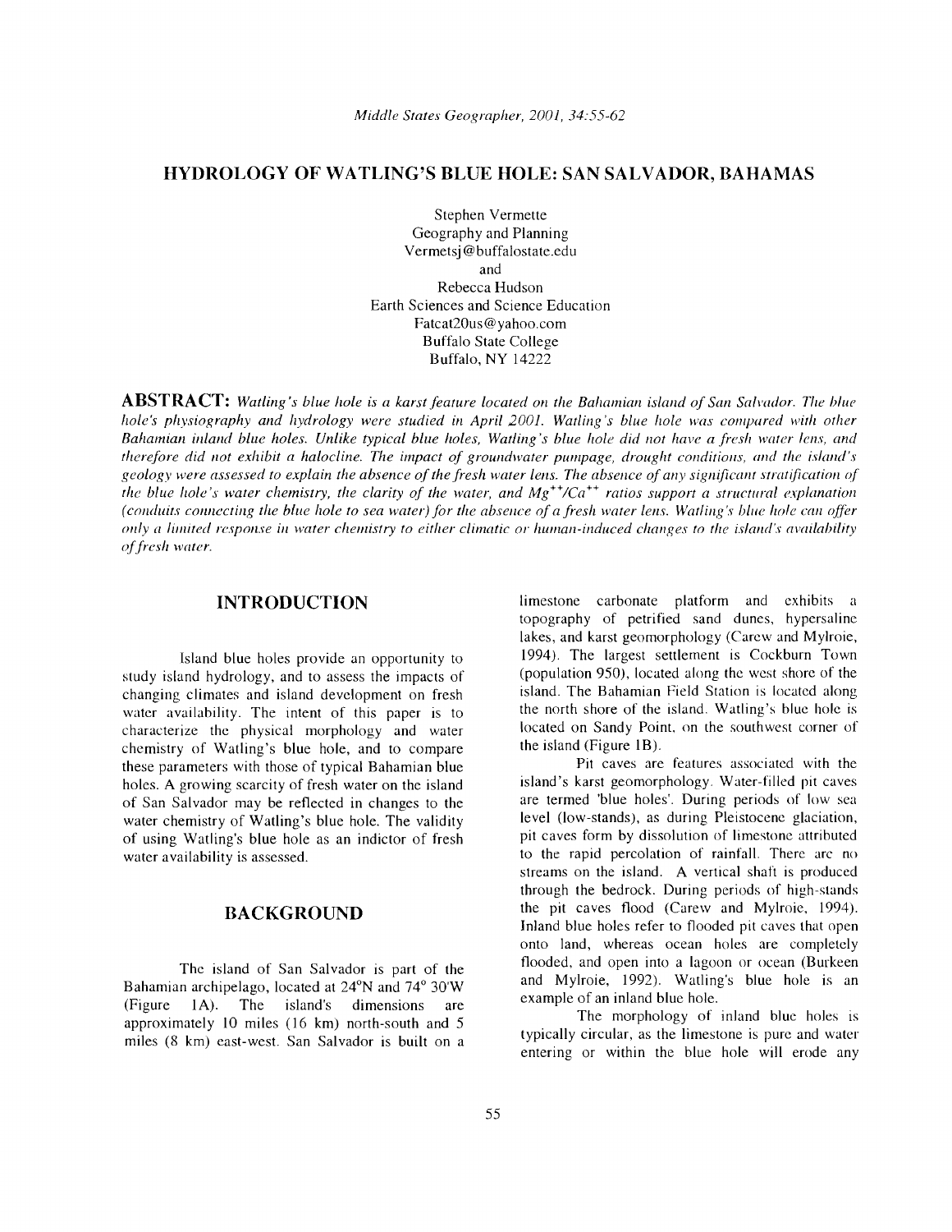# HYDROLOGY OF WATLING'S BLUE HOLE: SAN SALVADOR, BAHAMAS

Stephen Vermette
Geography and Planning
Vermetsj@buffalostate.edu
and
Rebecca Hudson
Earth Sciences and Science Education
Fatcat20us@yahoo.com
Buffalo State College
Buffalo, NY 14222

**ABSTRACT:** *Watling's blue hole is a karst feature located on the Bahamian island of San Salvador. The blue hole's physiography and hydrology were studied in April 2001. Watling's blue hole was compared with other Bahamian inland blue holes. Unlike typical blue holes, Watling's blue hole did not have a fresh water lens, and therefore did not exhibit a halocline. The impact of groundwater pumpage, drought conditions, and the island's geology were assessed to explain the absence of the fresh water lens. The absence of any significant stratification of the blue hole's water chemistry, the clarity of the water, and $Mg^{++}/Ca^{++}$ ratios support a structural explanation (conduits connecting the blue hole to sea water) for the absence of a fresh water lens. Watling's blue hole can offer only a limited response in water chemistry to either climatic or human-induced changes to the island's availability of fresh water.*

## INTRODUCTION

Island blue holes provide an opportunity to study island hydrology, and to assess the impacts of changing climates and island development on fresh water availability. The intent of this paper is to characterize the physical morphology and water chemistry of Watling's blue hole, and to compare these parameters with those of typical Bahamian blue holes. A growing scarcity of fresh water on the island of San Salvador may be reflected in changes to the water chemistry of Watling's blue hole. The validity of using Watling's blue hole as an indictor of fresh water availability is assessed.

## BACKGROUND

The island of San Salvador is part of the Bahamian archipelago, located at 24°N and 74° 30'W (Figure 1A). The island's dimensions are approximately 10 miles (16 km) north-south and 5 miles (8 km) east-west. San Salvador is built on a limestone carbonate platform and exhibits a topography of petrified sand dunes, hypersaline lakes, and karst geomorphology (Carew and Mylroie, 1994). The largest settlement is Cockburn Town (population 950), located along the west shore of the island. The Bahamian Field Station is located along the north shore of the island. Watling's blue hole is located on Sandy Point, on the southwest corner of the island (Figure 1B).

Pit caves are features associated with the island's karst geomorphology. Water-filled pit caves are termed 'blue holes'. During periods of low sea level (low-stands), as during Pleistocene glaciation, pit caves form by dissolution of limestone attributed to the rapid percolation of rainfall. There are no streams on the island. A vertical shaft is produced through the bedrock. During periods of high-stands the pit caves flood (Carew and Mylroie, 1994). Inland blue holes refer to flooded pit caves that open onto land, whereas ocean holes are completely flooded, and open into a lagoon or ocean (Burkeen and Mylroie, 1992). Watling's blue hole is an example of an inland blue hole.

The morphology of inland blue holes is typically circular, as the limestone is pure and water entering or within the blue hole will erode any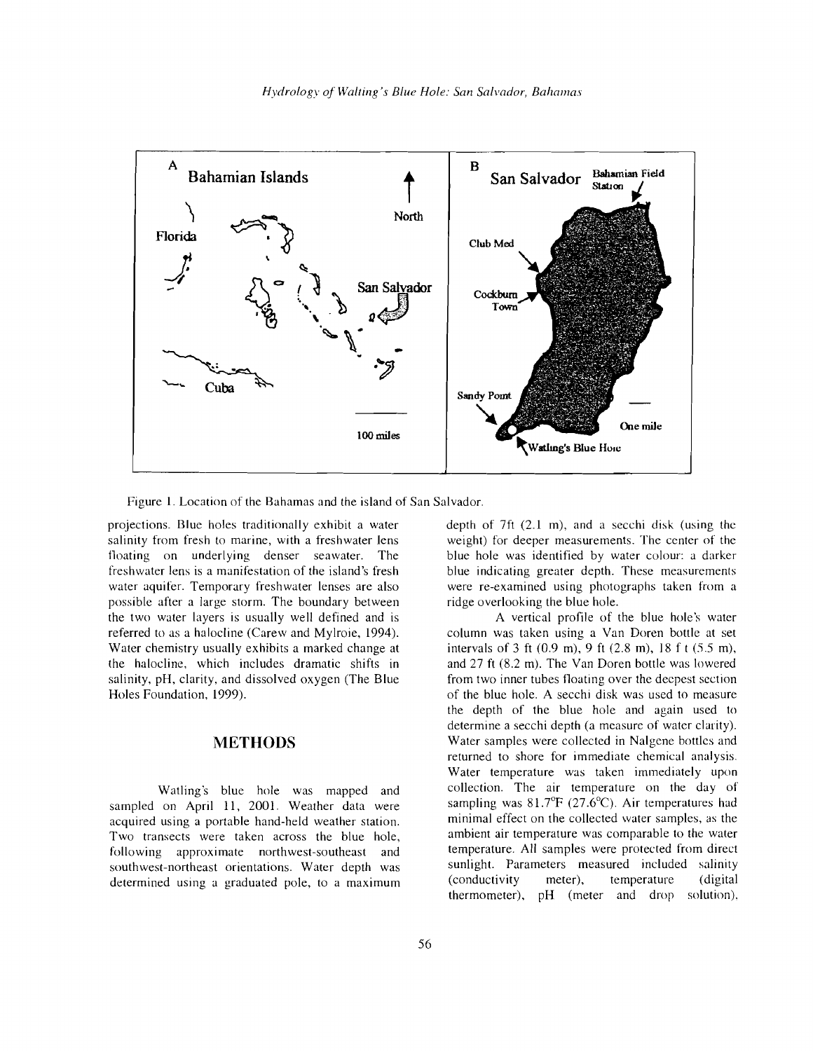Figure 1. Location of the Bahamas and the island of San Salvador.

projections. Blue holes traditionally exhibit a water salinity from fresh to marine, with a freshwater lens floating on underlying denser seawater. The freshwater lens is a manifestation of the island's fresh water aquifer. Temporary freshwater lenses are also possible after a large storm. The boundary between the two water layers is usually well defined and is referred to as a halocline (Carew and Mylroie, 1994). Water chemistry usually exhibits a marked change at the halocline, which includes dramatic shifts in salinity, pH, clarity, and dissolved oxygen (The Blue Holes Foundation, 1999).

## METHODS

Watling's blue hole was mapped and sampled on April 11, 2001. Weather data were acquired using a portable hand-held weather station. Two transects were taken across the blue hole, following approximate northwest-southeast and southwest-northeast orientations. Water depth was determined using a graduated pole, to a maximum depth of 7ft (2.1 m), and a secchi disk (using the weight) for deeper measurements. The center of the blue hole was identified by water colour: a darker blue indicating greater depth. These measurements were re-examined using photographs taken from a ridge overlooking the blue hole.

A vertical profile of the blue hole's water column was taken using a Van Doren bottle at set intervals of 3 ft (0.9 m), 9 ft (2.8 m), 18 f t (5.5 m), and 27 ft (8.2 m). The Van Doren bottle was lowered from two inner tubes floating over the deepest section of the blue hole. A secchi disk was used to measure the depth of the blue hole and again used to determine a secchi depth (a measure of water clarity). Water samples were collected in Nalgene bottles and returned to shore for immediate chemical analysis. Water temperature was taken immediately upon collection. The air temperature on the day of sampling was 81.7°F (27.6°C). Air temperatures had minimal effect on the collected water samples, as the ambient air temperature was comparable to the water temperature. All samples were protected from direct sunlight. Parameters measured included salinity (conductivity meter), temperature (digital thermometer), pH (meter and drop solution),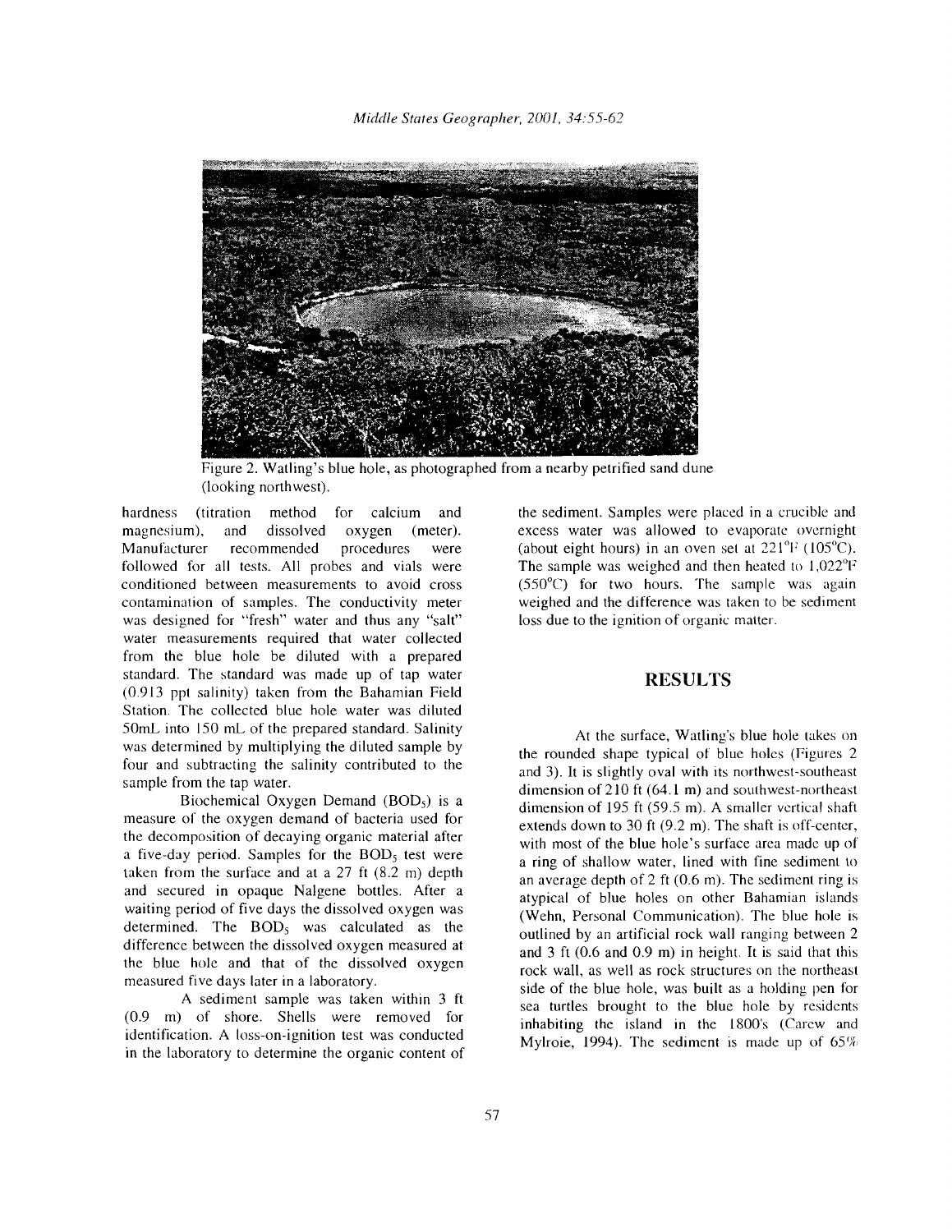Figure 2. Watling's blue hole, as photographed from a nearby petrified sand dune (looking northwest).

hardness (titration method for calcium and magnesium), and dissolved oxygen (meter). Manufacturer recommended procedures were followed for all tests. All probes and vials were conditioned between measurements to avoid cross contamination of samples. The conductivity meter was designed for "fresh" water and thus any "salt" water measurements required that water collected from the blue hole be diluted with a prepared standard. The standard was made up of tap water (0.913 ppt salinity) taken from the Bahamian Field Station. The collected blue hole water was diluted 50mL into 150 mL of the prepared standard. Salinity was determined by multiplying the diluted sample by four and subtracting the salinity contributed to the sample from the tap water.

Biochemical Oxygen Demand ($BOD_5$) is a measure of the oxygen demand of bacteria used for the decomposition of decaying organic material after a five-day period. Samples for the $BOD_5$ test were taken from the surface and at a 27 ft (8.2 m) depth and secured in opaque Nalgene bottles. After a waiting period of five days the dissolved oxygen was determined. The $BOD_5$ was calculated as the difference between the dissolved oxygen measured at the blue hole and that of the dissolved oxygen measured five days later in a laboratory.

A sediment sample was taken within 3 ft (0.9 m) of shore. Shells were removed for identification. A loss-on-ignition test was conducted in the laboratory to determine the organic content of the sediment. Samples were placed in a crucible and excess water was allowed to evaporate overnight (about eight hours) in an oven set at 221°F (105°C). The sample was weighed and then heated to 1,022°F (550°C) for two hours. The sample was again weighed and the difference was taken to be sediment loss due to the ignition of organic matter.

## RESULTS

At the surface, Watling's blue hole takes on the rounded shape typical of blue holes (Figures 2 and 3). It is slightly oval with its northwest-southeast dimension of 210 ft (64.1 m) and southwest-northeast dimension of 195 ft (59.5 m). A smaller vertical shaft extends down to 30 ft (9.2 m). The shaft is off-center, with most of the blue hole's surface area made up of a ring of shallow water, lined with fine sediment to an average depth of 2 ft (0.6 m). The sediment ring is atypical of blue holes on other Bahamian islands (Wehn, Personal Communication). The blue hole is outlined by an artificial rock wall ranging between 2 and 3 ft (0.6 and 0.9 m) in height. It is said that this rock wall, as well as rock structures on the northeast side of the blue hole, was built as a holding pen for sea turtles brought to the blue hole by residents inhabiting the island in the 1800's (Carew and Mylroie, 1994). The sediment is made up of 65%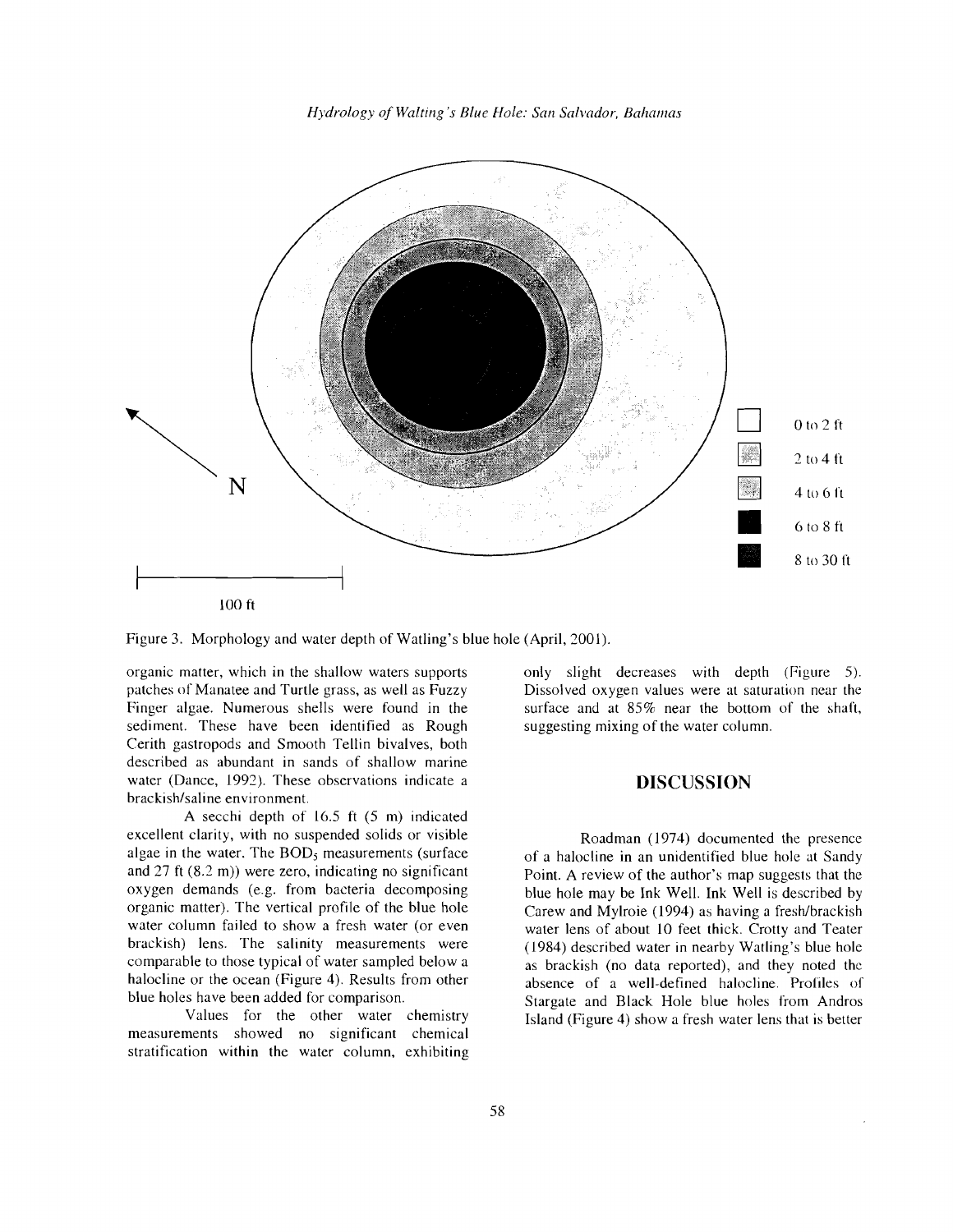Figure 3. Morphology and water depth of Watling's blue hole (April, 2001).

organic matter, which in the shallow waters supports patches of Manatee and Turtle grass, as well as Fuzzy Finger algae. Numerous shells were found in the sediment. These have been identified as Rough Cerith gastropods and Smooth Tellin bivalves, both described as abundant in sands of shallow marine water (Dance, 1992). These observations indicate a brackish/saline environment.

A secchi depth of 16.5 ft (5 m) indicated excellent clarity, with no suspended solids or visible algae in the water. The $BOD_5$ measurements (surface and 27 ft (8.2 m)) were zero, indicating no significant oxygen demands (e.g. from bacteria decomposing organic matter). The vertical profile of the blue hole water column failed to show a fresh water (or even brackish) lens. The salinity measurements were comparable to those typical of water sampled below a halocline or the ocean (Figure 4). Results from other blue holes have been added for comparison.

Values for the other water chemistry measurements showed no significant chemical stratification within the water column, exhibiting only slight decreases with depth (Figure 5). Dissolved oxygen values were at saturation near the surface and at 85% near the bottom of the shaft, suggesting mixing of the water column.

## DISCUSSION

Roadman (1974) documented the presence of a halocline in an unidentified blue hole at Sandy Point. A review of the author's map suggests that the blue hole may be Ink Well. Ink Well is described by Carew and Mylroie (1994) as having a fresh/brackish water lens of about 10 feet thick. Crotty and Teater (1984) described water in nearby Watling's blue hole as brackish (no data reported), and they noted the absence of a well-defined halocline. Profiles of Stargate and Black Hole blue holes from Andros Island (Figure 4) show a fresh water lens that is better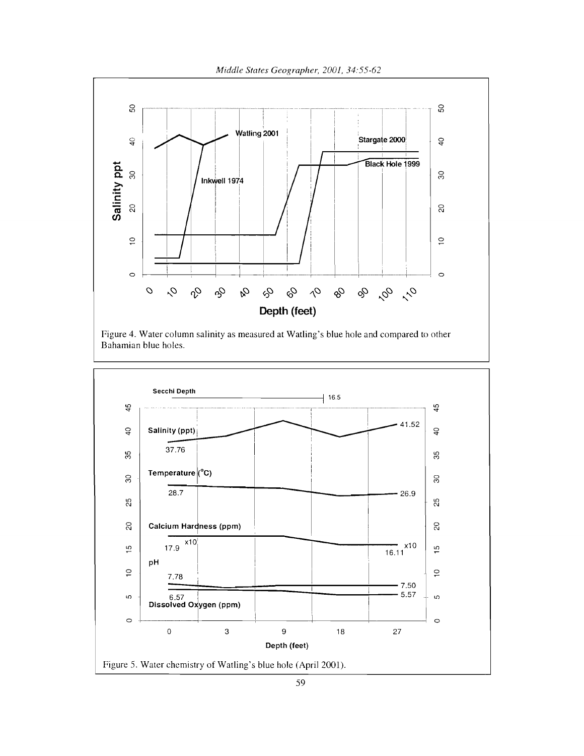Figure 4. Water column salinity as measured at Watling's blue hole and compared to other Bahamian blue holes.

Figure 5. Water chemistry of Watling's blue hole (April 2001).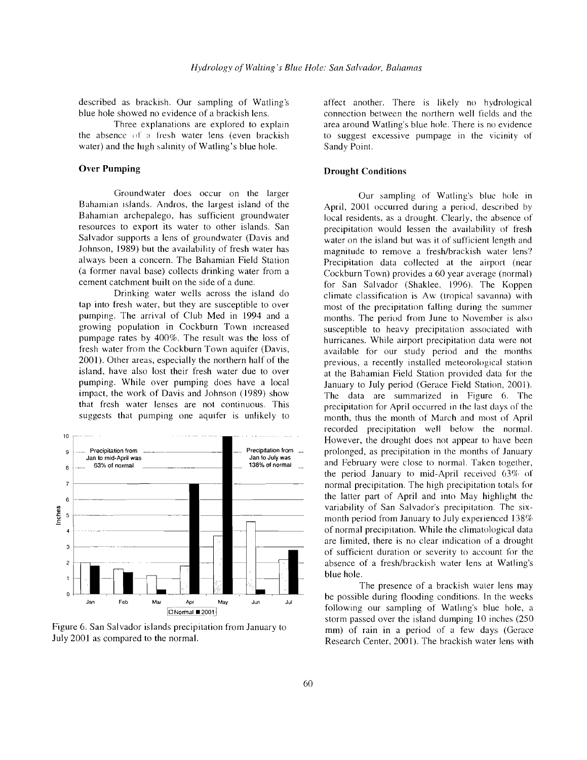described as brackish. Our sampling of Watling's blue hole showed no evidence of a brackish lens.

Three explanations are explored to explain the absence of a fresh water lens (even brackish water) and the high salinity of Watling's blue hole.

### Over Pumping

Groundwater does occur on the larger Bahamian islands. Andros, the largest island of the Bahamian archepalego, has sufficient groundwater resources to export its water to other islands. San Salvador supports a lens of groundwater (Davis and Johnson, 1989) but the availability of fresh water has always been a concern. The Bahamian Field Station (a former naval base) collects drinking water from a cement catchment built on the side of a dune.

Drinking water wells across the island do tap into fresh water, but they are susceptible to over pumping. The arrival of Club Med in 1994 and a growing population in Cockburn Town increased pumpage rates by 400%. The result was the loss of fresh water from the Cockburn Town aquifer (Davis, 2001). Other areas, especially the northern half of the island, have also lost their fresh water due to over pumping. While over pumping does have a local impact, the work of Davis and Johnson (1989) show that fresh water lenses are not continuous. This suggests that pumping one aquifer is unlikely to affect another. There is likely no hydrological connection between the northern well fields and the area around Watling's blue hole. There is no evidence to suggest excessive pumpage in the vicinity of Sandy Point.

Figure 6. San Salvador islands precipitation from January to July 2001 as compared to the normal.

### Drought Conditions

Our sampling of Watling's blue hole in April, 2001 occurred during a period, described by local residents, as a drought. Clearly, the absence of precipitation would lessen the availability of fresh water on the island but was it of sufficient length and magnitude to remove a fresh/brackish water lens? Precipitation data collected at the airport (near Cockburn Town) provides a 60 year average (normal) for San Salvador (Shaklee, 1996). The Koppen climate classification is Aw (tropical savanna) with most of the precipitation falling during the summer months. The period from June to November is also susceptible to heavy precipitation associated with hurricanes. While airport precipitation data were not available for our study period and the months previous, a recently installed meteorological station at the Bahamian Field Station provided data for the January to July period (Gerace Field Station, 2001). The data are summarized in Figure 6. The precipitation for April occurred in the last days of the month, thus the month of March and most of April recorded precipitation well below the normal. However, the drought does not appear to have been prolonged, as precipitation in the months of January and February were close to normal. Taken together, the period January to mid-April received 63% of normal precipitation. The high precipitation totals for the latter part of April and into May highlight the variability of San Salvador's precipitation. The six-month period from January to July experienced 138% of normal precipitation. While the climatological data are limited, there is no clear indication of a drought of sufficient duration or severity to account for the absence of a fresh/brackish water lens at Watling's blue hole.

The presence of a brackish water lens may be possible during flooding conditions. In the weeks following our sampling of Watling's blue hole, a storm passed over the island dumping 10 inches (250 mm) of rain in a period of a few days (Gerace Research Center, 2001). The brackish water lens with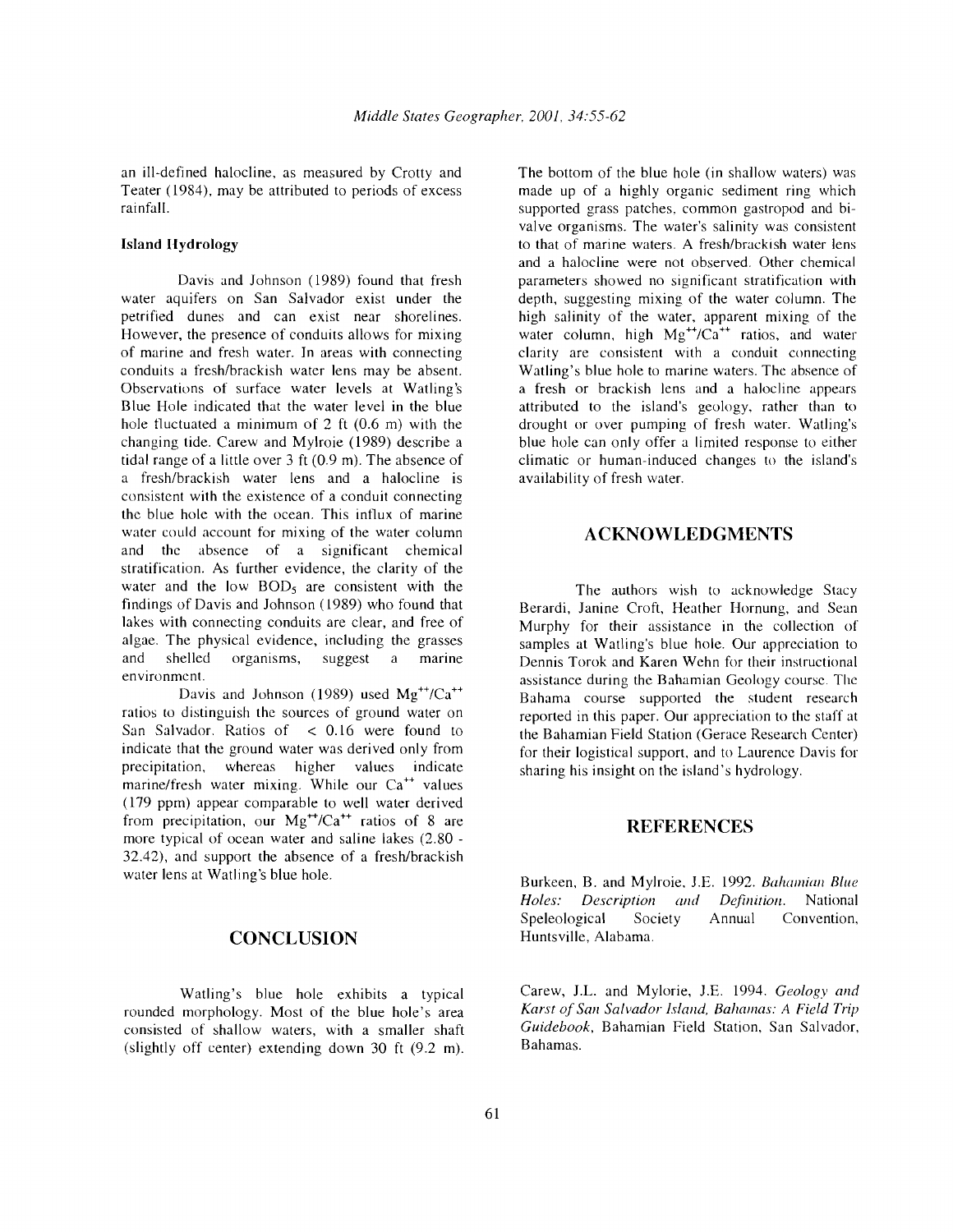an ill-defined halocline, as measured by Crotty and Teater (1984), may be attributed to periods of excess rainfall.

### Island Hydrology

Davis and Johnson (1989) found that fresh water aquifers on San Salvador exist under the petrified dunes and can exist near shorelines. However, the presence of conduits allows for mixing of marine and fresh water. In areas with connecting conduits a fresh/brackish water lens may be absent. Observations of surface water levels at Watling's Blue Hole indicated that the water level in the blue hole fluctuated a minimum of 2 ft (0.6 m) with the changing tide. Carew and Mylroie (1989) describe a tidal range of a little over 3 ft (0.9 m). The absence of a fresh/brackish water lens and a halocline is consistent with the existence of a conduit connecting the blue hole with the ocean. This influx of marine water could account for mixing of the water column and the absence of a significant chemical stratification. As further evidence, the clarity of the water and the low $BOD_5$ are consistent with the findings of Davis and Johnson (1989) who found that lakes with connecting conduits are clear, and free of algae. The physical evidence, including the grasses and shelled organisms, suggest a marine environment.

Davis and Johnson (1989) used $Mg^{++}/Ca^{++}$ ratios to distinguish the sources of ground water on San Salvador. Ratios of $< 0.16$ were found to indicate that the ground water was derived only from precipitation, whereas higher values indicate marine/fresh water mixing. While our $Ca^{++}$ values (179 ppm) appear comparable to well water derived from precipitation, our $Mg^{++}/Ca^{++}$ ratios of 8 are more typical of ocean water and saline lakes (2.80 - 32.42), and support the absence of a fresh/brackish water lens at Watling's blue hole.

## CONCLUSION

Watling's blue hole exhibits a typical rounded morphology. Most of the blue hole's area consisted of shallow waters, with a smaller shaft (slightly off center) extending down 30 ft (9.2 m). The bottom of the blue hole (in shallow waters) was made up of a highly organic sediment ring which supported grass patches, common gastropod and bi-valve organisms. The water's salinity was consistent to that of marine waters. A fresh/brackish water lens and a halocline were not observed. Other chemical parameters showed no significant stratification with depth, suggesting mixing of the water column. The high salinity of the water, apparent mixing of the water column, high $Mg^{++}/Ca^{++}$ ratios, and water clarity are consistent with a conduit connecting Watling's blue hole to marine waters. The absence of a fresh or brackish lens and a halocline appears attributed to the island's geology, rather than to drought or over pumping of fresh water. Watling's blue hole can only offer a limited response to either climatic or human-induced changes to the island's availability of fresh water.

## ACKNOWLEDGMENTS

The authors wish to acknowledge Stacy Berardi, Janine Croft, Heather Hornung, and Sean Murphy for their assistance in the collection of samples at Watling's blue hole. Our appreciation to Dennis Torok and Karen Wehn for their instructional assistance during the Bahamian Geology course. The Bahama course supported the student research reported in this paper. Our appreciation to the staff at the Bahamian Field Station (Gerace Research Center) for their logistical support, and to Laurence Davis for sharing his insight on the island's hydrology.

## REFERENCES

Burkeen, B. and Mylroie, J.E. 1992. *Bahamian Blue Holes: Description and Definition*. National Speleological Society Annual Convention, Huntsville, Alabama.

Carew, J.L. and Mylorie, J.E. 1994. *Geology and Karst of San Salvador Island, Bahamas: A Field Trip Guidebook*, Bahamian Field Station, San Salvador, Bahamas.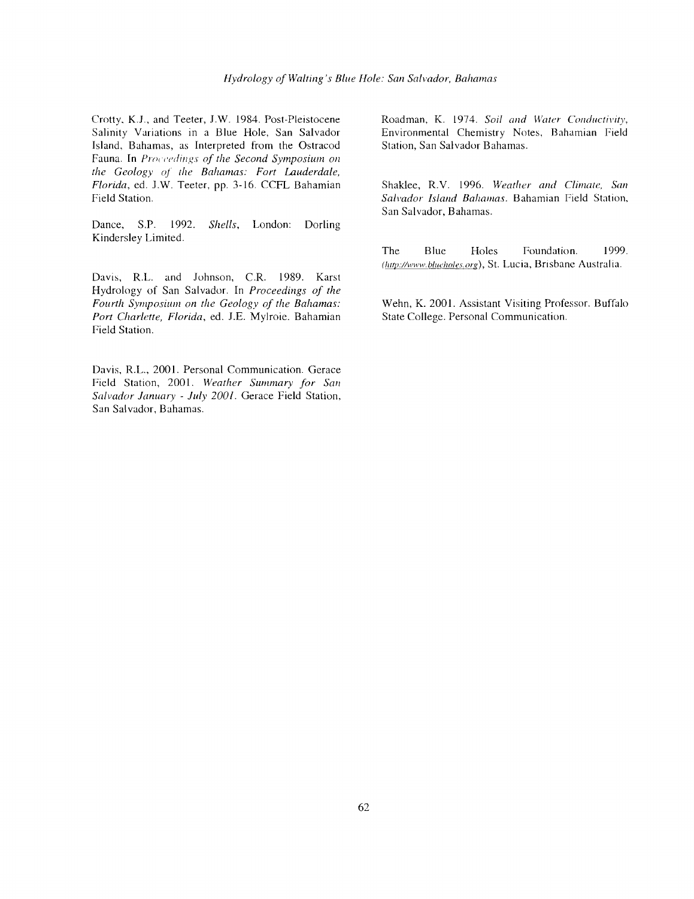Crotty, K.J., and Teeter, J.W. 1984. Post-Pleistocene Salinity Variations in a Blue Hole, San Salvador Island, Bahamas, as Interpreted from the Ostracod Fauna. In *Proceedings of the Second Symposium on the Geology of the Bahamas: Fort Lauderdale, Florida*, ed. J.W. Teeter, pp. 3-16. CCFL Bahamian Field Station.

Dance, S.P. 1992. *Shells*, London: Dorling Kindersley Limited.

Davis, R.L. and Johnson, C.R. 1989. Karst Hydrology of San Salvador. In *Proceedings of the Fourth Symposium on the Geology of the Bahamas: Port Charlette, Florida*, ed. J.E. Mylroie. Bahamian Field Station.

Davis, R.L., 2001. Personal Communication. Gerace Field Station, 2001. *Weather Summary for San Salvador January - July 2001*. Gerace Field Station, San Salvador, Bahamas.

Roadman, K. 1974. *Soil and Water Conductivity*, Environmental Chemistry Notes, Bahamian Field Station, San Salvador Bahamas.

Shaklee, R.V. 1996. *Weather and Climate, San Salvador Island Bahamas*. Bahamian Field Station, San Salvador, Bahamas.

The Blue Holes Foundation. 1999. (http://www.blueholes.org), St. Lucia, Brisbane Australia.

Wehn, K. 2001. Assistant Visiting Professor. Buffalo State College. Personal Communication.